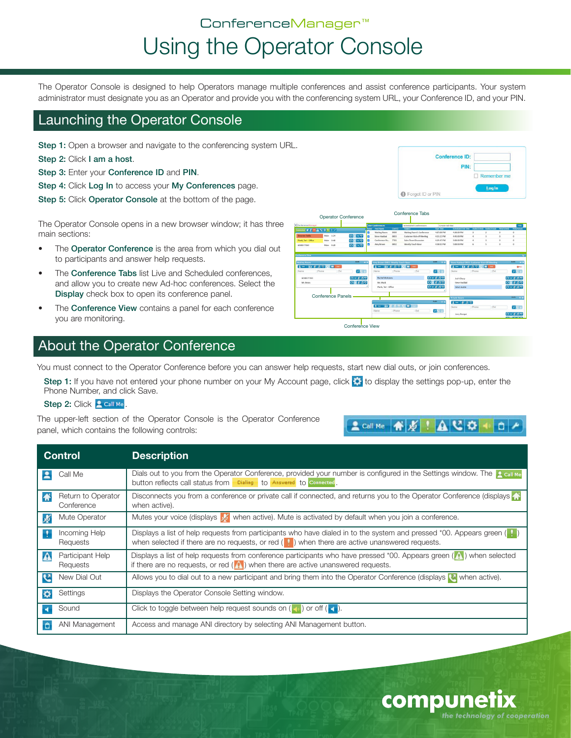ConferenceManager™

# Using the Operator Console

The Operator Console is designed to help Operators manage multiple conferences and assist conference participants. Your system administrator must designate you as an Operator and provide you with the conferencing system URL, your Conference ID, and your PIN.

## Launching the Operator Console

**Step 1:** Open a browser and navigate to the conferencing system URL.

**Step 2:** Click **I am a host**.

**Step 3:** Enter your **Conference ID** and **PIN**.

**Step 4:** Click **Log In** to access your **My Conferences** page.

**Step 5:** Click **Operator Console** at the bottom of the page.

Conference ID:
PIN:
Remember me
Log in
Forgot ID or PIN

The Operator Console opens in a new browser window; it has three main sections:

- The **Operator Conference** is the area from which you dial out to participants and answer help requests.
- The **Conference Tabs** list Live and Scheduled conferences, and allow you to create new Ad-hoc conferences. Select the **Display** check box to open its conference panel.
- The **Conference View** contains a panel for each conference you are monitoring.

Operator Conference
Conference Tabs
Conference Panels
Conference View

## About the Operator Conference

You must connect to the Operator Conference before you can answer help requests, start new dial outs, or join conferences.

**Step 1:** If you have not entered your phone number on your My Account page, click ⚙ to display the settings pop-up, enter the Phone Number, and click Save.

**Step 2:** Click **Call Me**.

The upper-left section of the Operator Console is the Operator Conference panel, which contains the following controls:

| Control | Description |
|---|---|
| Call Me | Dials out to you from the Operator Conference, provided your phone number is configured in the Settings window. The Call Me button reflects call status from Dialing to Answered to Connected. |
| Return to Operator Conference | Disconnects you from a conference or private call if connected, and returns you to the Operator Conference (displays when active). |
| Mute Operator | Mutes your voice (displays when active). Mute is activated by default when you join a conference. |
| Incoming Help Requests | Displays a list of help requests from participants who have dialed in to the system and pressed *00. Appears green ( ) when selected if there are no requests, or red ( ) when there are active unanswered requests. |
| Participant Help Requests | Displays a list of help requests from conference participants who have pressed *00. Appears green ( ) when selected if there are no requests, or red ( ) when there are active unanswered requests. |
| New Dial Out | Allows you to dial out to a new participant and bring them into the Operator Conference (displays when active). |
| Settings | Displays the Operator Console Setting window. |
| Sound | Click to toggle between help request sounds on ( ) or off ( ). |
| ANI Management | Access and manage ANI directory by selecting ANI Management button. |

compunetix
the technology of cooperation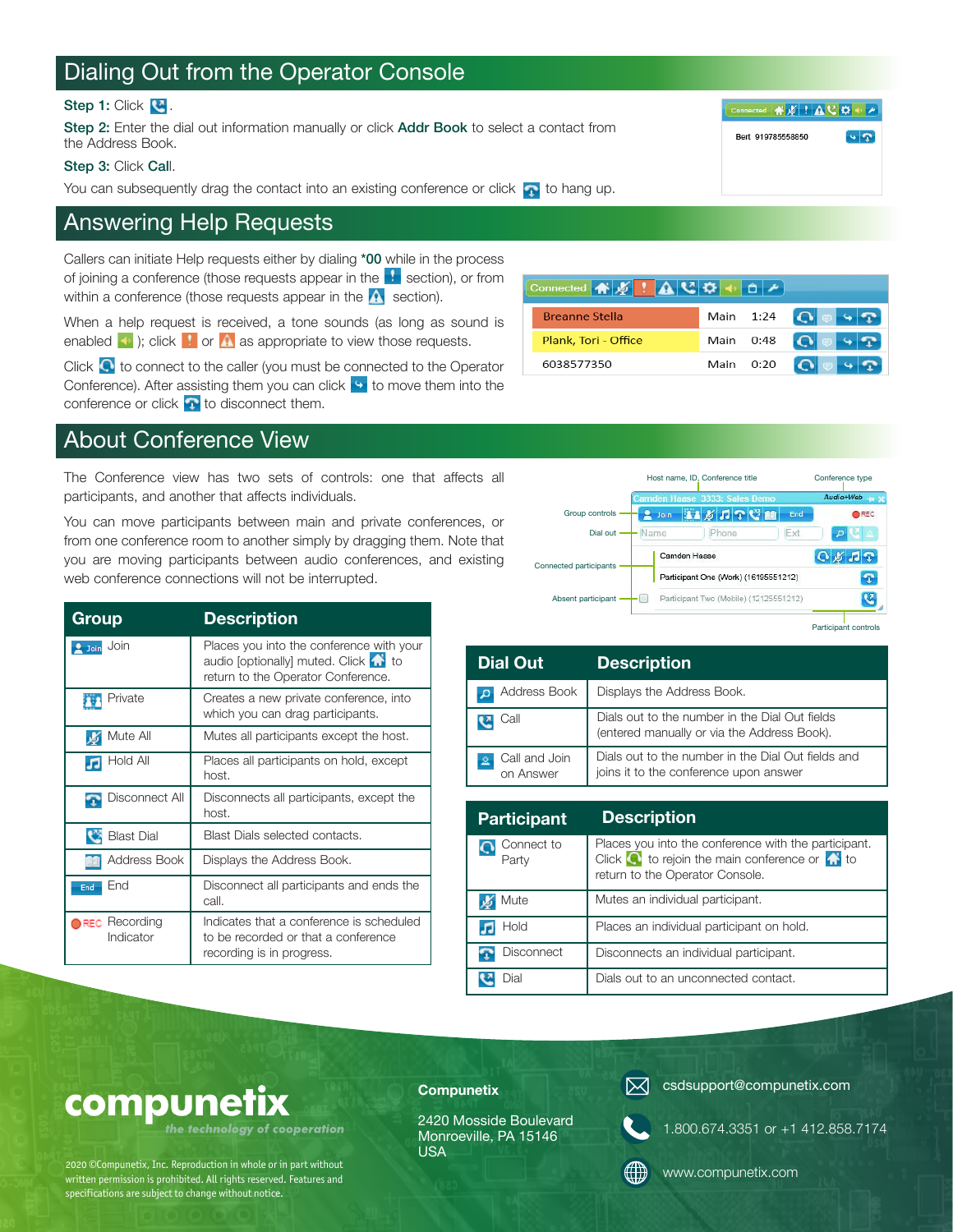## Dialing Out from the Operator Console

**Step 1:** Click .

**Step 2:** Enter the dial out information manually or click **Addr Book** to select a contact from the Address Book.

**Step 3:** Click **Call**.

You can subsequently drag the contact into an existing conference or click  to hang up.

## Answering Help Requests

Callers can initiate Help requests either by dialing **\*00** while in the process of joining a conference (those requests appear in the  section), or from within a conference (those requests appear in the  section).

When a help request is received, a tone sounds (as long as sound is enabled ); click  or  as appropriate to view those requests.

Click  to connect to the caller (you must be connected to the Operator Conference). After assisting them you can click  to move them into the conference or click  to disconnect them.

## About Conference View

The Conference view has two sets of controls: one that affects all participants, and another that affects individuals.

You can move participants between main and private conferences, or from one conference room to another simply by dragging them. Note that you are moving participants between audio conferences, and existing web conference connections will not be interrupted.

| Group | Description |
|---|---|
| Join | Places you into the conference with your audio [optionally] muted. Click  to return to the Operator Conference. |
| Private | Creates a new private conference, into which you can drag participants. |
| Mute All | Mutes all participants except the host. |
| Hold All | Places all participants on hold, except host. |
| Disconnect All | Disconnects all participants, except the host. |
| Blast Dial | Blast Dials selected contacts. |
| Address Book | Displays the Address Book. |
| End | Disconnect all participants and ends the call. |
| Recording Indicator | Indicates that a conference is scheduled to be recorded or that a conference recording is in progress. |

| Dial Out | Description |
|---|---|
| Address Book | Displays the Address Book. |
| Call | Dials out to the number in the Dial Out fields (entered manually or via the Address Book). |
| Call and Join on Answer | Dials out to the number in the Dial Out fields and joins it to the conference upon answer |

| Participant | Description |
|---|---|
| Connect to Party | Places you into the conference with the participant. Click  to rejoin the main conference or  to return to the Operator Console. |
| Mute | Mutes an individual participant. |
| Hold | Places an individual participant on hold. |
| Disconnect | Disconnects an individual participant. |
| Dial | Dials out to an unconnected contact. |

**compunetix**
*the technology of cooperation*

2020 ©Compunetix, Inc. Reproduction in whole or in part without written permission is prohibited. All rights reserved. Features and specifications are subject to change without notice.

**Compunetix**
2420 Mosside Boulevard
Monroeville, PA 15146
USA

csdsupport@compunetix.com
1.800.674.3351 or +1 412.858.7174
www.compunetix.com